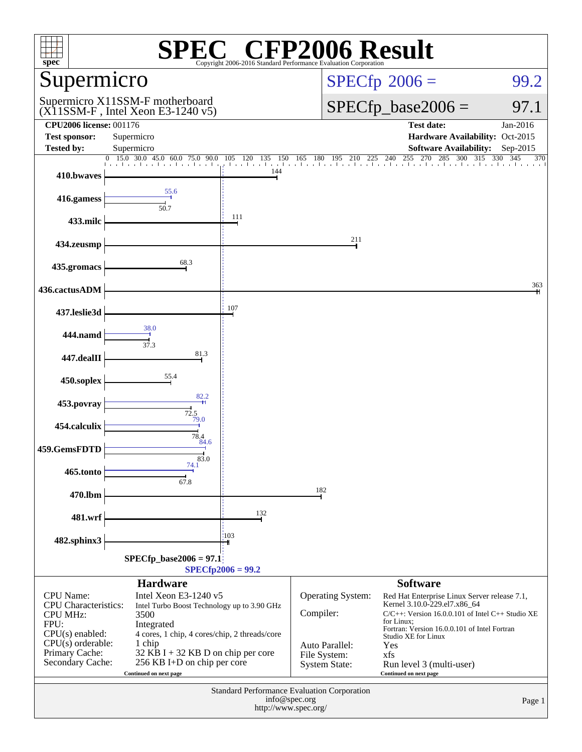# SPEC® CFP2006 Result

Copyright 2006-2016 Standard Performance Evaluation Corporation

## Supermicro

Supermicro X11SSM-F motherboard
(X11SSM-F , Intel Xeon E3-1240 v5)

**SPECfp 2006 = 99.2**

**SPECfp_base2006 = 97.1**

| | | | |
|---|---|---|---|
| **CPU2006 license:** 001176 | | **Test date:** | Jan-2016 |
| **Test sponsor:** | Supermicro | **Hardware Availability:** | Oct-2015 |
| **Tested by:** | Supermicro | **Software Availability:** | Sep-2015 |

| Benchmark | Peak | Base |
|---|---|---|
| 410.bwaves | | 144 |
| 416.gamess | 55.6 | 50.7 |
| 433.milc | | 111 |
| 434.zeusmp | | 211 |
| 435.gromacs | | 68.3 |
| 436.cactusADM | | 363 |
| 437.leslie3d | | 107 |
| 444.namd | 38.0 | 37.3 |
| 447.dealII | | 81.3 |
| 450.soplex | | 55.4 |
| 453.povray | 82.2 | 72.5 |
| 454.calculix | 79.0 | 78.4 |
| 459.GemsFDTD | 84.6 | 83.0 |
| 465.tonto | 74.1 | 67.8 |
| 470.lbm | | 182 |
| 481.wrf | | 132 |
| 482.sphinx3 | | 103 |

SPECfp_base2006 = 97.1

SPECfp2006 = 99.2

### Hardware

| | |
|---|---|
| CPU Name: | Intel Xeon E3-1240 v5 |
| CPU Characteristics: | Intel Turbo Boost Technology up to 3.90 GHz |
| CPU MHz: | 3500 |
| FPU: | Integrated |
| CPU(s) enabled: | 4 cores, 1 chip, 4 cores/chip, 2 threads/core |
| CPU(s) orderable: | 1 chip |
| Primary Cache: | 32 KB I + 32 KB D on chip per core |
| Secondary Cache: | 256 KB I+D on chip per core |

Continued on next page

### Software

| | |
|---|---|
| Operating System: | Red Hat Enterprise Linux Server release 7.1, Kernel 3.10.0-229.el7.x86_64 |
| Compiler: | C/C++: Version 16.0.0.101 of Intel C++ Studio XE for Linux; Fortran: Version 16.0.0.101 of Intel Fortran Studio XE for Linux |
| Auto Parallel: | Yes |
| File System: | xfs |
| System State: | Run level 3 (multi-user) |

Continued on next page

Standard Performance Evaluation Corporation
info@spec.org
http://www.spec.org/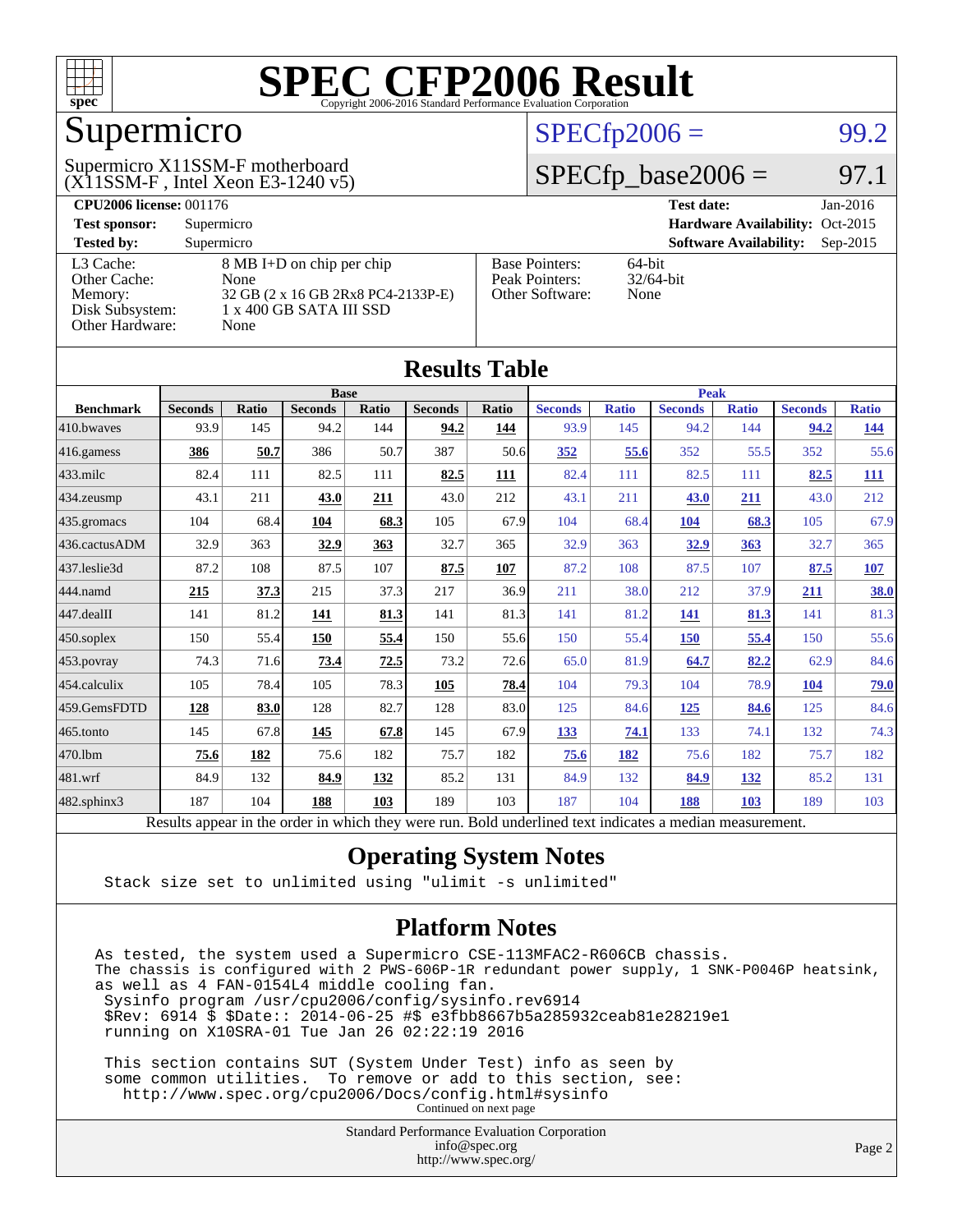# SPEC CFP2006 Result

Copyright 2006-2016 Standard Performance Evaluation Corporation

## Supermicro

Supermicro X11SSM-F motherboard
(X11SSM-F , Intel Xeon E3-1240 v5)

SPECfp2006 = 99.2

SPECfp_base2006 = 97.1

| | | | |
|---|---|---|---|
| **CPU2006 license:** 001176 | | **Test date:** | Jan-2016 |
| **Test sponsor:** | Supermicro | **Hardware Availability:** | Oct-2015 |
| **Tested by:** | Supermicro | **Software Availability:** | Sep-2015 |

| | | | |
|---|---|---|---|
| L3 Cache: | 8 MB I+D on chip per chip | Base Pointers: | 64-bit |
| Other Cache: | None | Peak Pointers: | 32/64-bit |
| Memory: | 32 GB (2 x 16 GB 2Rx8 PC4-2133P-E) | Other Software: | None |
| Disk Subsystem: | 1 x 400 GB SATA III SSD | | |
| Other Hardware: | None | | |

## Results Table

| Benchmark | Base | | | | | | Peak | | | | | |
|---|---|---|---|---|---|---|---|---|---|---|---|---|
| | Seconds | Ratio | Seconds | Ratio | Seconds | Ratio | Seconds | Ratio | Seconds | Ratio | Seconds | Ratio |
| 410.bwaves | 93.9 | 145 | 94.2 | 144 | **94.2** | **144** | 93.9 | 145 | 94.2 | 144 | **94.2** | **144** |
| 416.gamess | **386** | **50.7** | 386 | 50.7 | 387 | 50.6 | **352** | **55.6** | 352 | 55.5 | 352 | 55.6 |
| 433.milc | 82.4 | 111 | 82.5 | 111 | **82.5** | **111** | 82.4 | 111 | 82.5 | 111 | **82.5** | **111** |
| 434.zeusmp | 43.1 | 211 | **43.0** | **211** | 43.0 | 212 | 43.1 | 211 | **43.0** | **211** | 43.0 | 212 |
| 435.gromacs | 104 | 68.4 | **104** | **68.3** | 105 | 67.9 | 104 | 68.4 | **104** | **68.3** | 105 | 67.9 |
| 436.cactusADM | 32.9 | 363 | **32.9** | **363** | 32.7 | 365 | 32.9 | 363 | **32.9** | **363** | 32.7 | 365 |
| 437.leslie3d | 87.2 | 108 | 87.5 | 107 | **87.5** | **107** | 87.2 | 108 | 87.5 | 107 | **87.5** | **107** |
| 444.namd | **215** | **37.3** | 215 | 37.3 | 217 | 36.9 | 211 | 38.0 | 212 | 37.9 | **211** | **38.0** |
| 447.dealII | 141 | 81.2 | **141** | **81.3** | 141 | 81.3 | 141 | 81.2 | **141** | **81.3** | 141 | 81.3 |
| 450.soplex | 150 | 55.4 | **150** | **55.4** | 150 | 55.6 | 150 | 55.4 | **150** | **55.4** | 150 | 55.6 |
| 453.povray | 74.3 | 71.6 | **73.4** | **72.5** | 73.2 | 72.6 | 65.0 | 81.9 | **64.7** | **82.2** | 62.9 | 84.6 |
| 454.calculix | 105 | 78.4 | 105 | 78.3 | **105** | **78.4** | 104 | 79.3 | 104 | 78.9 | **104** | **79.0** |
| 459.GemsFDTD | **128** | **83.0** | 128 | 82.7 | 128 | 83.0 | 125 | 84.6 | **125** | **84.6** | 125 | 84.6 |
| 465.tonto | 145 | 67.8 | **145** | **67.8** | 145 | 67.9 | **133** | **74.1** | 133 | 74.1 | 132 | 74.3 |
| 470.lbm | **75.6** | **182** | 75.6 | 182 | 75.7 | 182 | **75.6** | **182** | 75.6 | 182 | 75.7 | 182 |
| 481.wrf | 84.9 | 132 | **84.9** | **132** | 85.2 | 131 | 84.9 | 132 | **84.9** | **132** | 85.2 | 131 |
| 482.sphinx3 | 187 | 104 | **188** | **103** | 189 | 103 | 187 | 104 | **188** | **103** | 189 | 103 |

Results appear in the order in which they were run. Bold underlined text indicates a median measurement.

## Operating System Notes

```
Stack size set to unlimited using "ulimit -s unlimited"
```

## Platform Notes

```
As tested, the system used a Supermicro CSE-113MFAC2-R606CB chassis.
The chassis is configured with 2 PWS-606P-1R redundant power supply, 1 SNK-P0046P heatsink,
as well as 4 FAN-0154L4 middle cooling fan.
 Sysinfo program /usr/cpu2006/config/sysinfo.rev6914
 $Rev: 6914 $ $Date:: 2014-06-25 #$ e3fbb8667b5a285932ceab81e28219e1
 running on X10SRA-01 Tue Jan 26 02:22:19 2016

 This section contains SUT (System Under Test) info as seen by
 some common utilities.  To remove or add to this section, see:
   http://www.spec.org/cpu2006/Docs/config.html#sysinfo
```

Continued on next page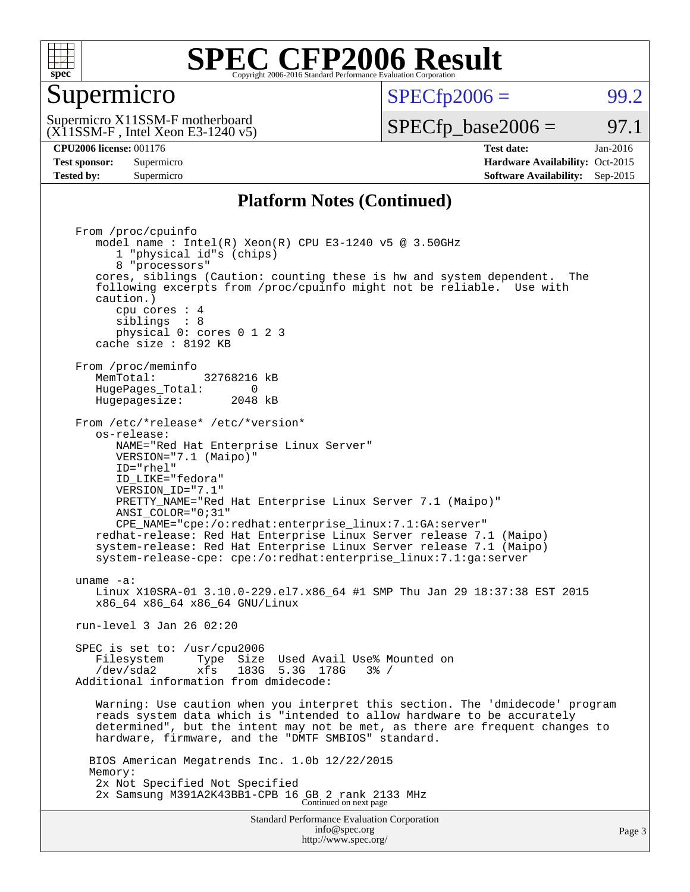# SPEC CFP2006 Result

## Supermicro

Supermicro X11SSM-F motherboard
(X11SSM-F , Intel Xeon E3-1240 v5)

SPECfp2006 = 99.2

SPECfp_base2006 = 97.1

**CPU2006 license:** 001176
**Test sponsor:** Supermicro
**Tested by:** Supermicro

**Test date:** Jan-2016
**Hardware Availability:** Oct-2015
**Software Availability:** Sep-2015

### Platform Notes (Continued)

```
From /proc/cpuinfo
   model name : Intel(R) Xeon(R) CPU E3-1240 v5 @ 3.50GHz
      1 "physical id"s (chips)
      8 "processors"
   cores, siblings (Caution: counting these is hw and system dependent.  The
   following excerpts from /proc/cpuinfo might not be reliable.  Use with
   caution.)
      cpu cores : 4
      siblings  : 8
      physical 0: cores 0 1 2 3
   cache size : 8192 KB

From /proc/meminfo
   MemTotal:       32768216 kB
   HugePages_Total:       0
   Hugepagesize:       2048 kB

From /etc/*release* /etc/*version*
   os-release:
      NAME="Red Hat Enterprise Linux Server"
      VERSION="7.1 (Maipo)"
      ID="rhel"
      ID_LIKE="fedora"
      VERSION_ID="7.1"
      PRETTY_NAME="Red Hat Enterprise Linux Server 7.1 (Maipo)"
      ANSI_COLOR="0;31"
      CPE_NAME="cpe:/o:redhat:enterprise_linux:7.1:GA:server"
   redhat-release: Red Hat Enterprise Linux Server release 7.1 (Maipo)
   system-release: Red Hat Enterprise Linux Server release 7.1 (Maipo)
   system-release-cpe: cpe:/o:redhat:enterprise_linux:7.1:ga:server

uname -a:
   Linux X10SRA-01 3.10.0-229.el7.x86_64 #1 SMP Thu Jan 29 18:37:38 EST 2015
   x86_64 x86_64 x86_64 GNU/Linux

run-level 3 Jan 26 02:20

SPEC is set to: /usr/cpu2006
   Filesystem     Type  Size  Used Avail Use% Mounted on
   /dev/sda2      xfs   183G  5.3G  178G   3% /
Additional information from dmidecode:

   Warning: Use caution when you interpret this section. The 'dmidecode' program
   reads system data which is "intended to allow hardware to be accurately
   determined", but the intent may not be met, as there are frequent changes to
   hardware, firmware, and the "DMTF SMBIOS" standard.

  BIOS American Megatrends Inc. 1.0b 12/22/2015
  Memory:
   2x Not Specified Not Specified
   2x Samsung M391A2K43BB1-CPB 16 GB 2 rank 2133 MHz
```

Continued on next page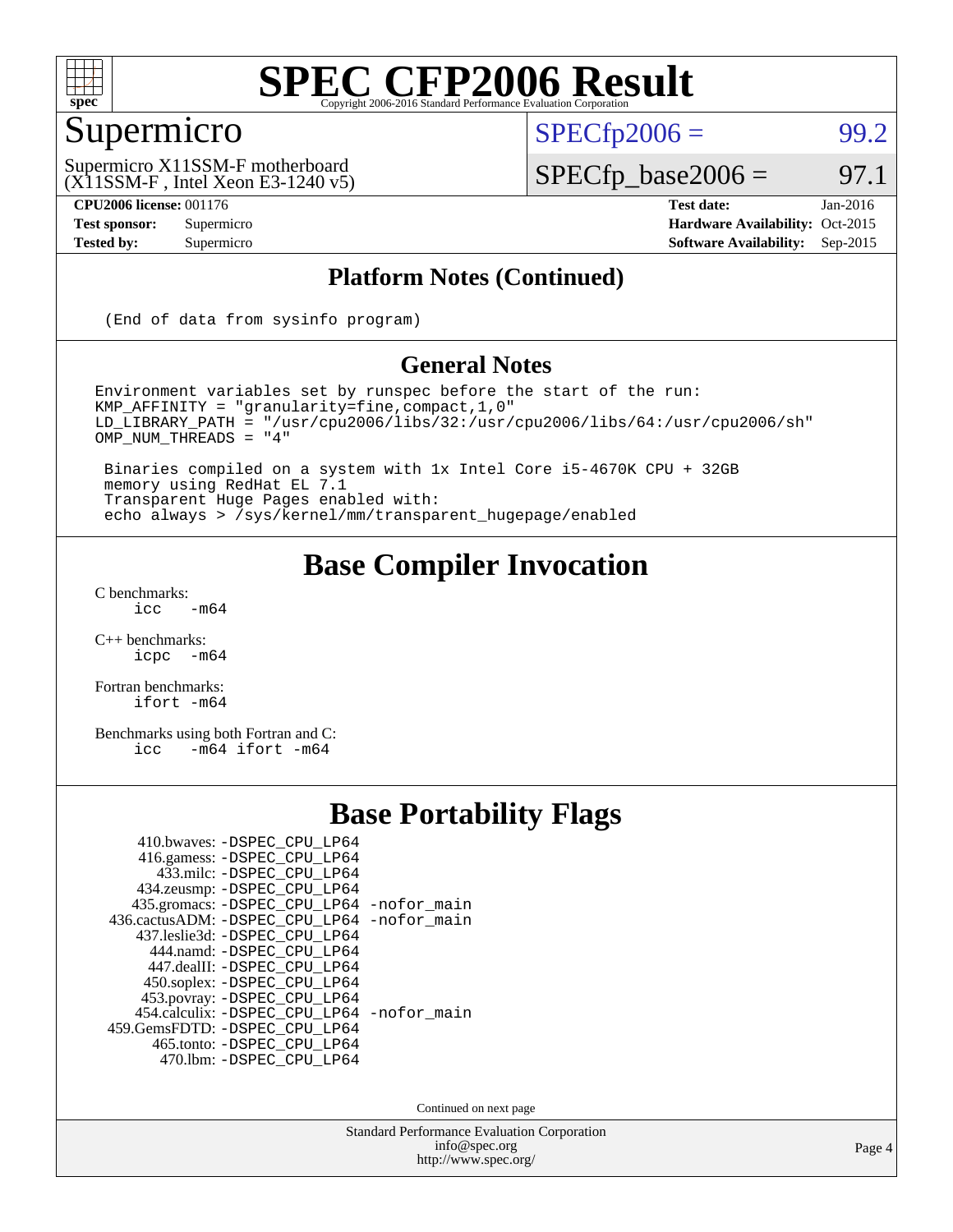# SPEC CFP2006 Result

Copyright 2006-2016 Standard Performance Evaluation Corporation

## Supermicro

Supermicro X11SSM-F motherboard (X11SSM-F , Intel Xeon E3-1240 v5)

SPECfp2006 = 99.2

SPECfp_base2006 = 97.1

**CPU2006 license:** 001176 **Test date:** Jan-2016
**Test sponsor:** Supermicro **Hardware Availability:** Oct-2015
**Tested by:** Supermicro **Software Availability:** Sep-2015

### Platform Notes (Continued)

```
(End of data from sysinfo program)
```

### General Notes

```
Environment variables set by runspec before the start of the run:
KMP_AFFINITY = "granularity=fine,compact,1,0"
LD_LIBRARY_PATH = "/usr/cpu2006/libs/32:/usr/cpu2006/libs/64:/usr/cpu2006/sh"
OMP_NUM_THREADS = "4"

 Binaries compiled on a system with 1x Intel Core i5-4670K CPU + 32GB
 memory using RedHat EL 7.1
 Transparent Huge Pages enabled with:
 echo always > /sys/kernel/mm/transparent_hugepage/enabled
```

## Base Compiler Invocation

C benchmarks:
```
icc   -m64
```

C++ benchmarks:
```
icpc  -m64
```

Fortran benchmarks:
```
ifort -m64
```

Benchmarks using both Fortran and C:
```
icc   -m64 ifort -m64
```

## Base Portability Flags

```
    410.bwaves: -DSPEC_CPU_LP64
    416.gamess: -DSPEC_CPU_LP64
      433.milc: -DSPEC_CPU_LP64
    434.zeusmp: -DSPEC_CPU_LP64
   435.gromacs: -DSPEC_CPU_LP64 -nofor_main
436.cactusADM: -DSPEC_CPU_LP64 -nofor_main
   437.leslie3d: -DSPEC_CPU_LP64
      444.namd: -DSPEC_CPU_LP64
    447.dealII: -DSPEC_CPU_LP64
    450.soplex: -DSPEC_CPU_LP64
    453.povray: -DSPEC_CPU_LP64
   454.calculix: -DSPEC_CPU_LP64 -nofor_main
 459.GemsFDTD: -DSPEC_CPU_LP64
     465.tonto: -DSPEC_CPU_LP64
       470.lbm: -DSPEC_CPU_LP64
```

Continued on next page

Standard Performance Evaluation Corporation
info@spec.org
http://www.spec.org/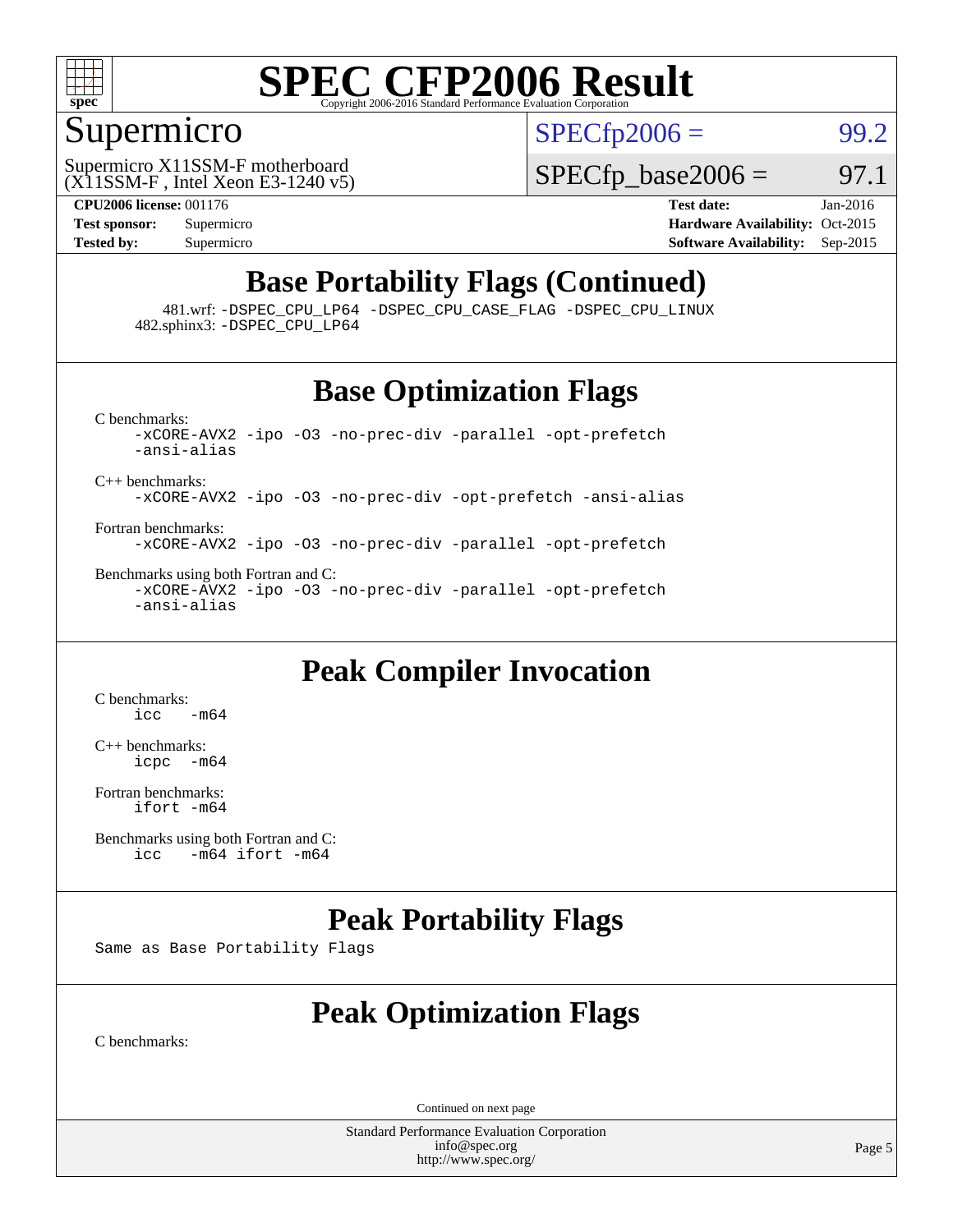# SPEC CFP2006 Result

## Supermicro

Supermicro X11SSM-F motherboard
(X11SSM-F , Intel Xeon E3-1240 v5)

SPECfp2006 = 99.2

SPECfp_base2006 = 97.1

**CPU2006 license:** 001176
**Test sponsor:** Supermicro
**Tested by:** Supermicro

**Test date:** Jan-2016
**Hardware Availability:** Oct-2015
**Software Availability:** Sep-2015

## Base Portability Flags (Continued)

481.wrf: -DSPEC_CPU_LP64 -DSPEC_CPU_CASE_FLAG -DSPEC_CPU_LINUX
482.sphinx3: -DSPEC_CPU_LP64

## Base Optimization Flags

C benchmarks:
-xCORE-AVX2 -ipo -O3 -no-prec-div -parallel -opt-prefetch -ansi-alias

C++ benchmarks:
-xCORE-AVX2 -ipo -O3 -no-prec-div -opt-prefetch -ansi-alias

Fortran benchmarks:
-xCORE-AVX2 -ipo -O3 -no-prec-div -parallel -opt-prefetch

Benchmarks using both Fortran and C:
-xCORE-AVX2 -ipo -O3 -no-prec-div -parallel -opt-prefetch -ansi-alias

## Peak Compiler Invocation

C benchmarks:
icc -m64

C++ benchmarks:
icpc -m64

Fortran benchmarks:
ifort -m64

Benchmarks using both Fortran and C:
icc -m64 ifort -m64

## Peak Portability Flags

Same as Base Portability Flags

## Peak Optimization Flags

C benchmarks:

Continued on next page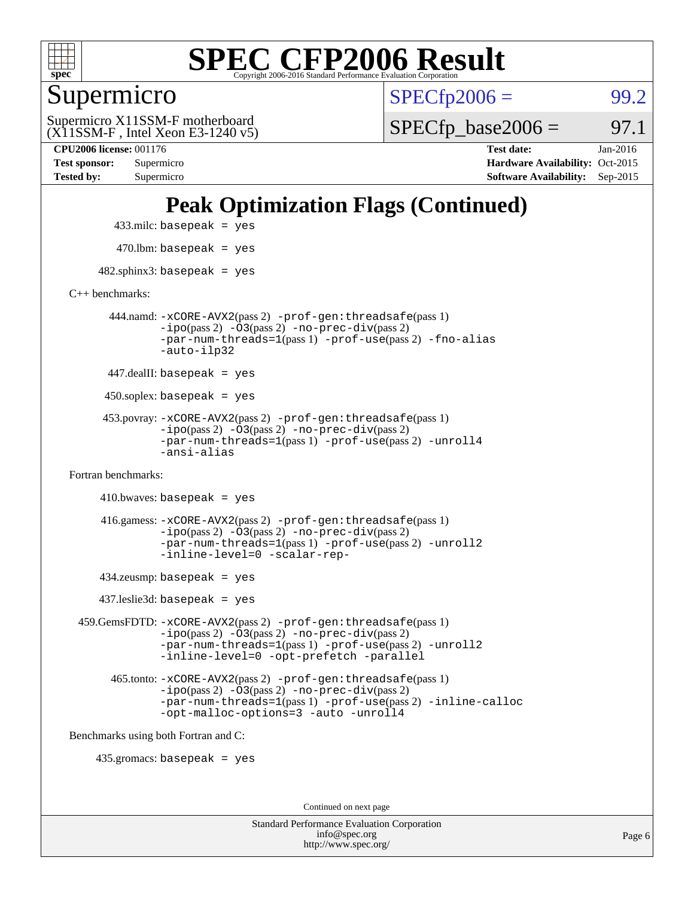## Peak Optimization Flags (Continued)

433.milc: basepeak = yes

470.lbm: basepeak = yes

482.sphinx3: basepeak = yes

C++ benchmarks:

444.namd: -xCORE-AVX2(pass 2) -prof-gen:threadsafe(pass 1) -ipo(pass 2) -O3(pass 2) -no-prec-div(pass 2) -par-num-threads=1(pass 1) -prof-use(pass 2) -fno-alias -auto-ilp32

447.dealII: basepeak = yes

450.soplex: basepeak = yes

453.povray: -xCORE-AVX2(pass 2) -prof-gen:threadsafe(pass 1) -ipo(pass 2) -O3(pass 2) -no-prec-div(pass 2) -par-num-threads=1(pass 1) -prof-use(pass 2) -unroll4 -ansi-alias

Fortran benchmarks:

410.bwaves: basepeak = yes

416.gamess: -xCORE-AVX2(pass 2) -prof-gen:threadsafe(pass 1) -ipo(pass 2) -O3(pass 2) -no-prec-div(pass 2) -par-num-threads=1(pass 1) -prof-use(pass 2) -unroll2 -inline-level=0 -scalar-rep-

434.zeusmp: basepeak = yes

437.leslie3d: basepeak = yes

459.GemsFDTD: -xCORE-AVX2(pass 2) -prof-gen:threadsafe(pass 1) -ipo(pass 2) -O3(pass 2) -no-prec-div(pass 2) -par-num-threads=1(pass 1) -prof-use(pass 2) -unroll2 -inline-level=0 -opt-prefetch -parallel

465.tonto: -xCORE-AVX2(pass 2) -prof-gen:threadsafe(pass 1) -ipo(pass 2) -O3(pass 2) -no-prec-div(pass 2) -par-num-threads=1(pass 1) -prof-use(pass 2) -inline-calloc -opt-malloc-options=3 -auto -unroll4

Benchmarks using both Fortran and C:

435.gromacs: basepeak = yes

Continued on next page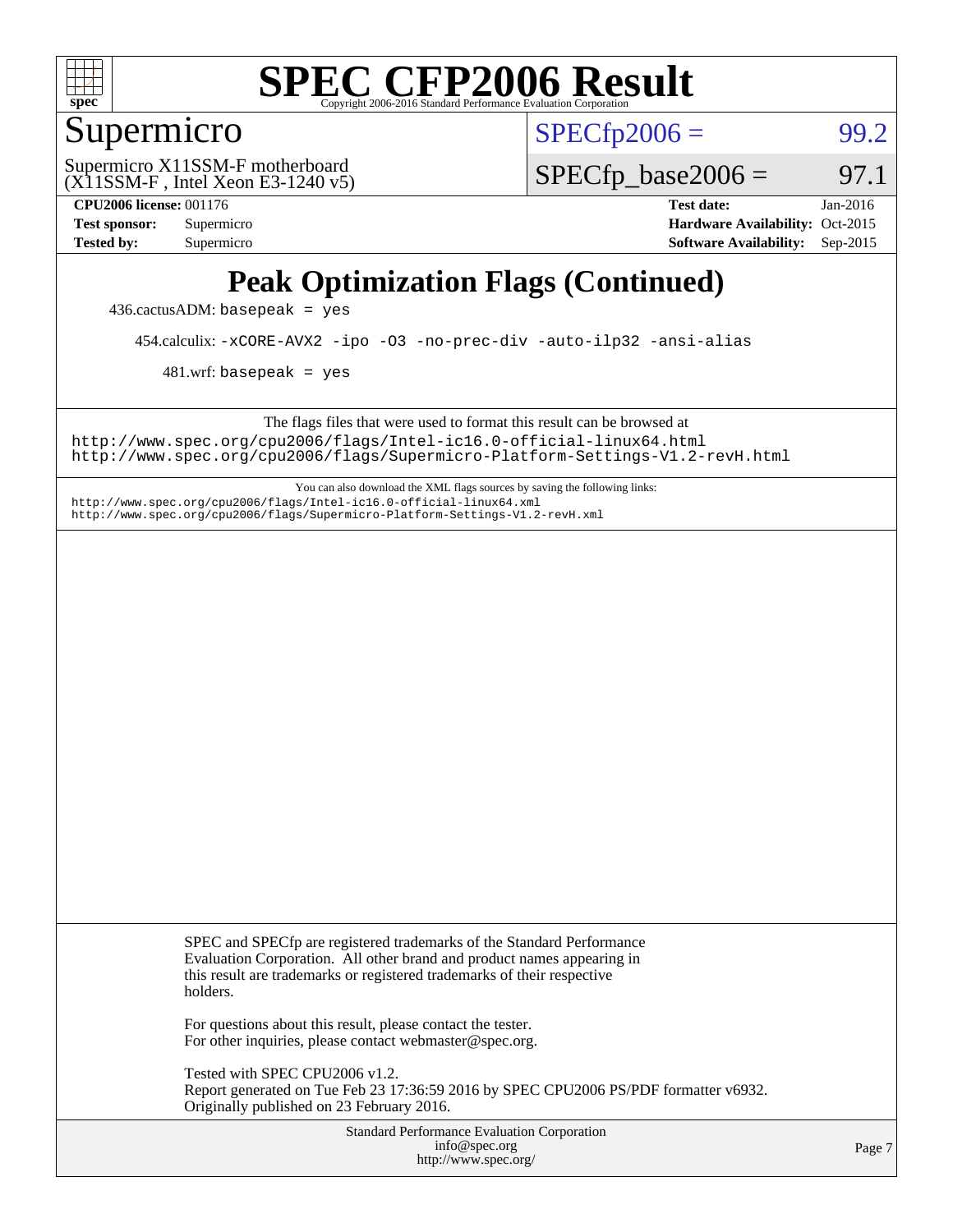# SPEC CFP2006 Result

Copyright 2006-2016 Standard Performance Evaluation Corporation

## Supermicro

Supermicro X11SSM-F motherboard
(X11SSM-F , Intel Xeon E3-1240 v5)

SPECfp2006 = 99.2

SPECfp_base2006 = 97.1

**CPU2006 license:** 001176
**Test sponsor:** Supermicro
**Tested by:** Supermicro

**Test date:** Jan-2016
**Hardware Availability:** Oct-2015
**Software Availability:** Sep-2015

## Peak Optimization Flags (Continued)

436.cactusADM: basepeak = yes

454.calculix: -xCORE-AVX2 -ipo -O3 -no-prec-div -auto-ilp32 -ansi-alias

481.wrf: basepeak = yes

The flags files that were used to format this result can be browsed at
http://www.spec.org/cpu2006/flags/Intel-ic16.0-official-linux64.html
http://www.spec.org/cpu2006/flags/Supermicro-Platform-Settings-V1.2-revH.html

You can also download the XML flags sources by saving the following links:
http://www.spec.org/cpu2006/flags/Intel-ic16.0-official-linux64.xml
http://www.spec.org/cpu2006/flags/Supermicro-Platform-Settings-V1.2-revH.xml

SPEC and SPECfp are registered trademarks of the Standard Performance Evaluation Corporation. All other brand and product names appearing in this result are trademarks or registered trademarks of their respective holders.

For questions about this result, please contact the tester.
For other inquiries, please contact webmaster@spec.org.

Tested with SPEC CPU2006 v1.2.
Report generated on Tue Feb 23 17:36:59 2016 by SPEC CPU2006 PS/PDF formatter v6932.
Originally published on 23 February 2016.

Standard Performance Evaluation Corporation
info@spec.org
http://www.spec.org/